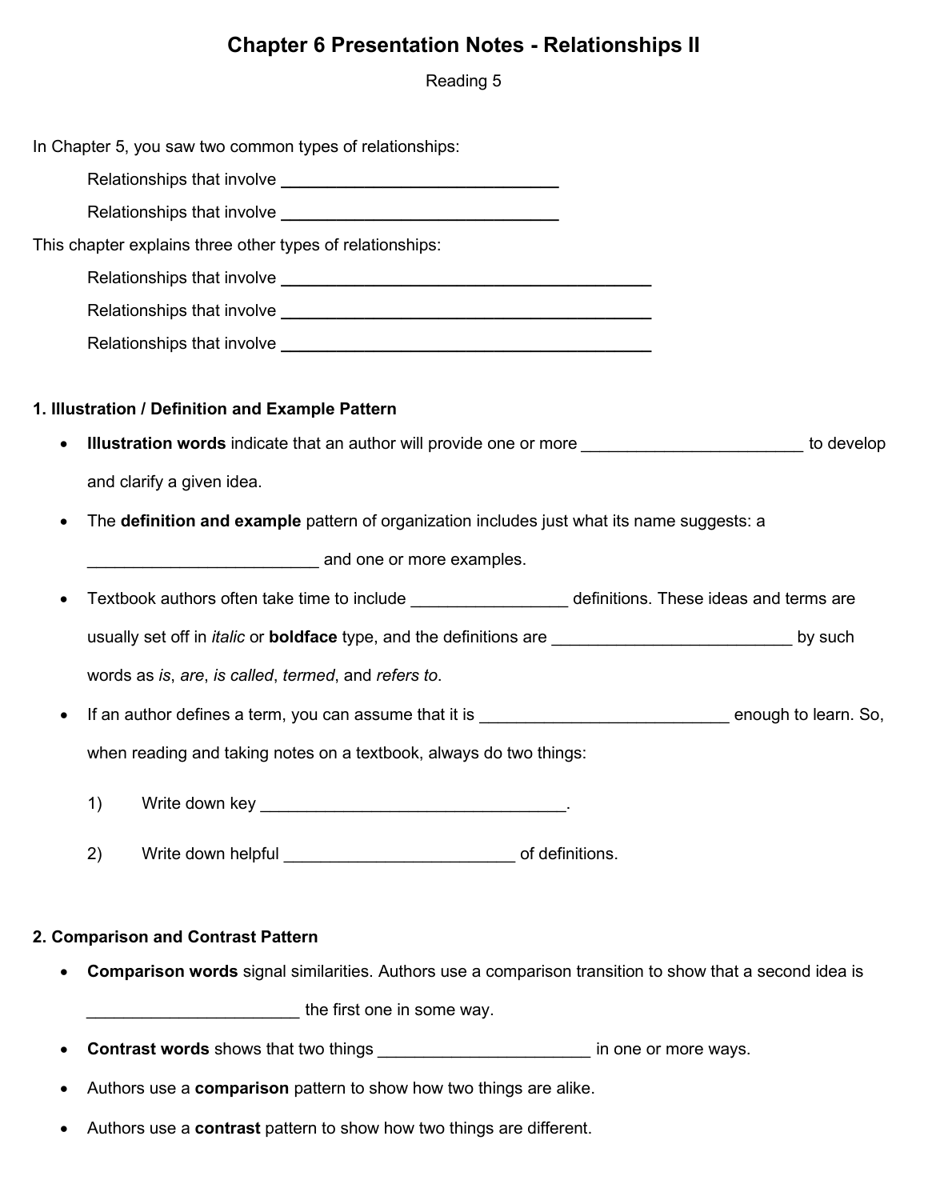# Chapter 6 Presentation Notes - Relationships II

Reading 5

In Chapter 5, you saw two common types of relationships:

Relationships that involve ______________________________

Relationships that involve ______________________________

This chapter explains three other types of relationships:

Relationships that involve ________________________________________

Relationships that involve ________________________________________

Relationships that involve ________________________________________

### 1. Illustration / Definition and Example Pattern

- **Illustration words** indicate that an author will provide one or more ________________________ to develop and clarify a given idea.
- The **definition and example** pattern of organization includes just what its name suggests: a _________________________ and one or more examples.
- Textbook authors often take time to include _________________ definitions. These ideas and terms are usually set off in *italic* or **boldface** type, and the definitions are __________________________ by such words as *is*, *are*, *is called*, *termed*, and *refers to*.
- If an author defines a term, you can assume that it is ___________________________ enough to learn. So, when reading and taking notes on a textbook, always do two things:

  1) Write down key _________________________________.

  2) Write down helpful _________________________ of definitions.

### 2. Comparison and Contrast Pattern

- **Comparison words** signal similarities. Authors use a comparison transition to show that a second idea is _______________________ the first one in some way.
- **Contrast words** shows that two things _______________________ in one or more ways.
- Authors use a **comparison** pattern to show how two things are alike.
- Authors use a **contrast** pattern to show how two things are different.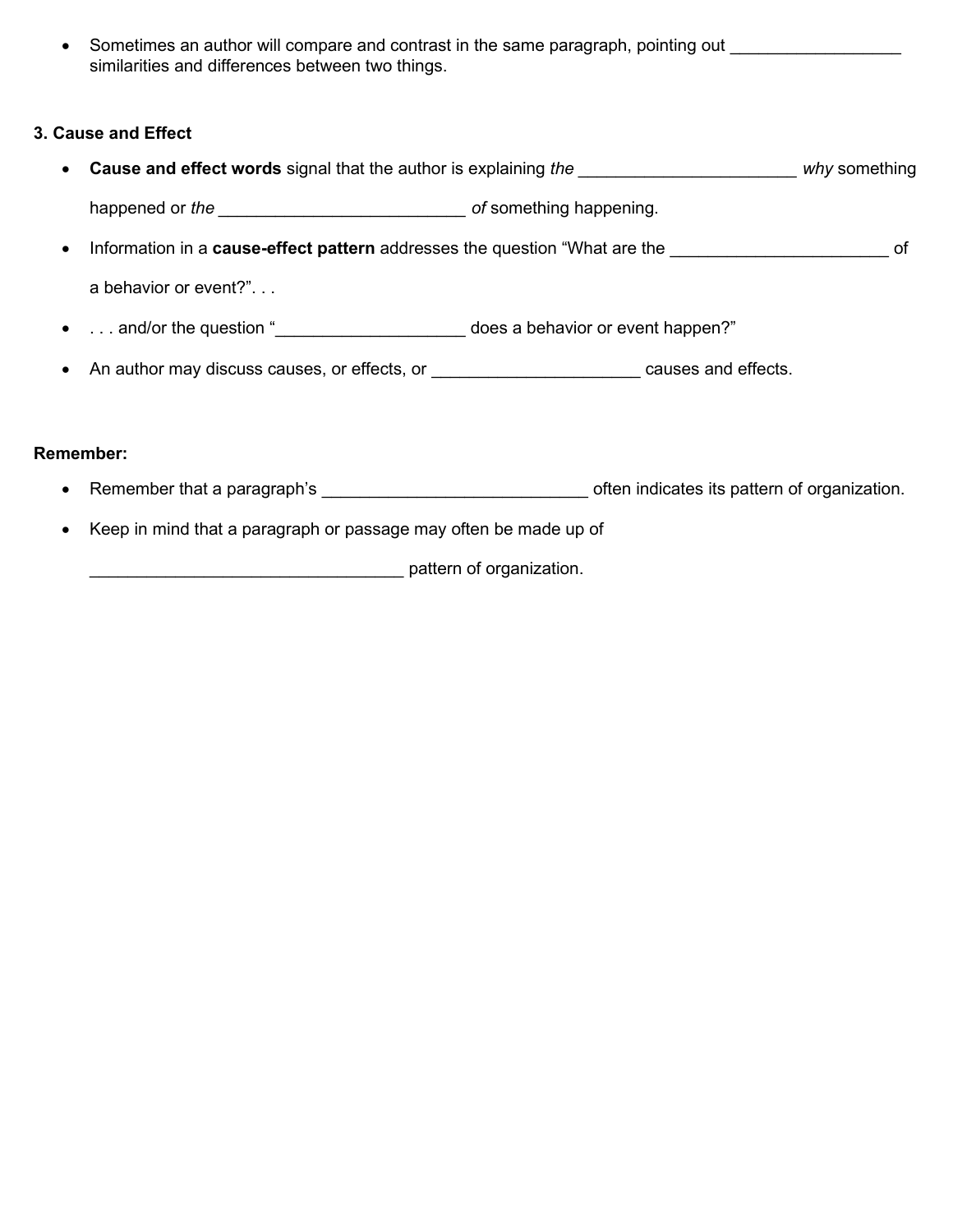- Sometimes an author will compare and contrast in the same paragraph, pointing out __________________ similarities and differences between two things.

**3. Cause and Effect**

- **Cause and effect words** signal that the author is explaining *the* _______________________ *why* something happened or *the* __________________________ *of* something happening.
- Information in a **cause-effect pattern** addresses the question "What are the _______________________ of a behavior or event?". . .
- . . . and/or the question "____________________ does a behavior or event happen?"
- An author may discuss causes, or effects, or ______________________ causes and effects.

**Remember:**

- Remember that a paragraph's ____________________________ often indicates its pattern of organization.
- Keep in mind that a paragraph or passage may often be made up of _________________________________ pattern of organization.